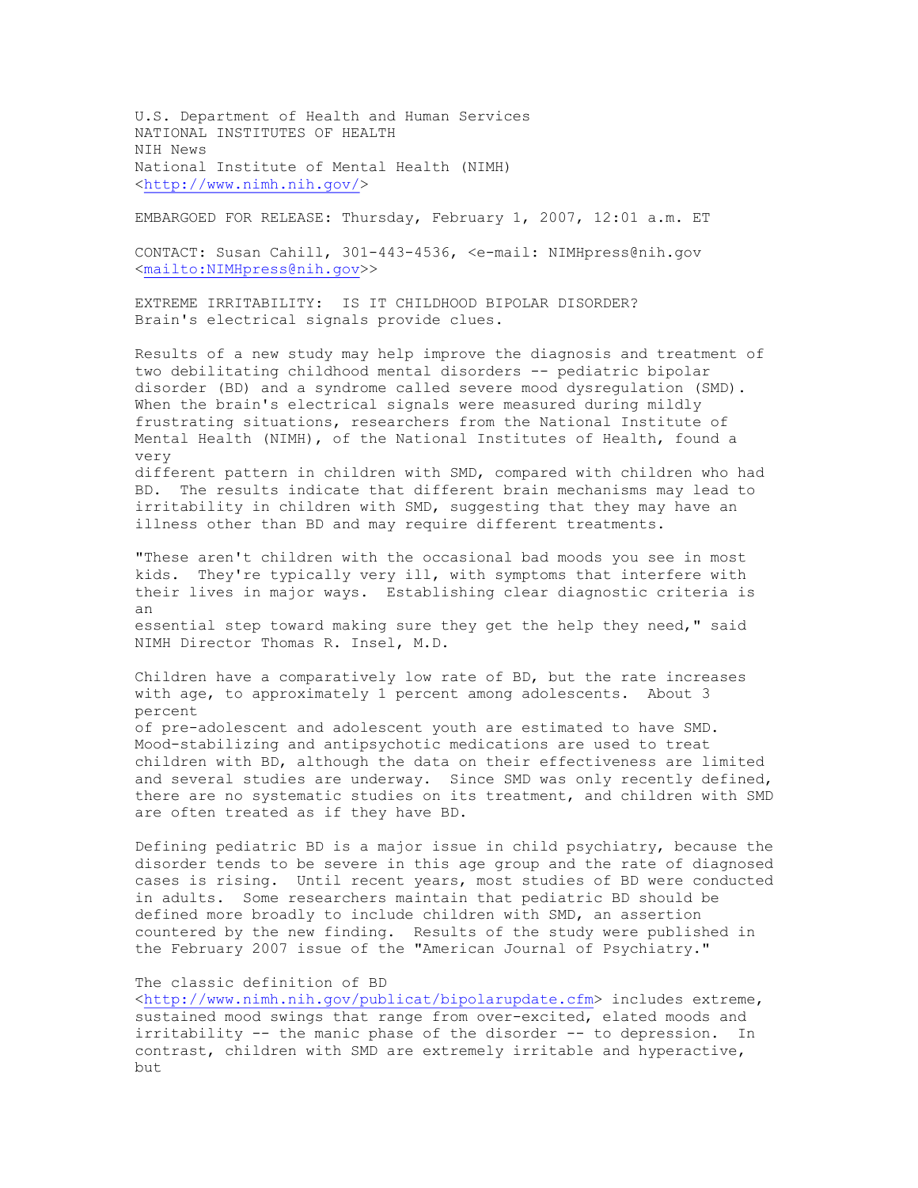U.S. Department of Health and Human Services
NATIONAL INSTITUTES OF HEALTH
NIH News
National Institute of Mental Health (NIMH)
<http://www.nimh.nih.gov/>

EMBARGOED FOR RELEASE: Thursday, February 1, 2007, 12:01 a.m. ET

CONTACT: Susan Cahill, 301-443-4536, <e-mail: NIMHpress@nih.gov <mailto:NIMHpress@nih.gov>>

# EXTREME IRRITABILITY: IS IT CHILDHOOD BIPOLAR DISORDER?
## Brain's electrical signals provide clues.

Results of a new study may help improve the diagnosis and treatment of two debilitating childhood mental disorders -- pediatric bipolar disorder (BD) and a syndrome called severe mood dysregulation (SMD). When the brain's electrical signals were measured during mildly frustrating situations, researchers from the National Institute of Mental Health (NIMH), of the National Institutes of Health, found a very different pattern in children with SMD, compared with children who had BD. The results indicate that different brain mechanisms may lead to irritability in children with SMD, suggesting that they may have an illness other than BD and may require different treatments.

"These aren't children with the occasional bad moods you see in most kids. They're typically very ill, with symptoms that interfere with their lives in major ways. Establishing clear diagnostic criteria is an essential step toward making sure they get the help they need," said NIMH Director Thomas R. Insel, M.D.

Children have a comparatively low rate of BD, but the rate increases with age, to approximately 1 percent among adolescents. About 3 percent of pre-adolescent and adolescent youth are estimated to have SMD. Mood-stabilizing and antipsychotic medications are used to treat children with BD, although the data on their effectiveness are limited and several studies are underway. Since SMD was only recently defined, there are no systematic studies on its treatment, and children with SMD are often treated as if they have BD.

Defining pediatric BD is a major issue in child psychiatry, because the disorder tends to be severe in this age group and the rate of diagnosed cases is rising. Until recent years, most studies of BD were conducted in adults. Some researchers maintain that pediatric BD should be defined more broadly to include children with SMD, an assertion countered by the new finding. Results of the study were published in the February 2007 issue of the "American Journal of Psychiatry."

The classic definition of BD <http://www.nimh.nih.gov/publicat/bipolarupdate.cfm> includes extreme, sustained mood swings that range from over-excited, elated moods and irritability -- the manic phase of the disorder -- to depression. In contrast, children with SMD are extremely irritable and hyperactive, but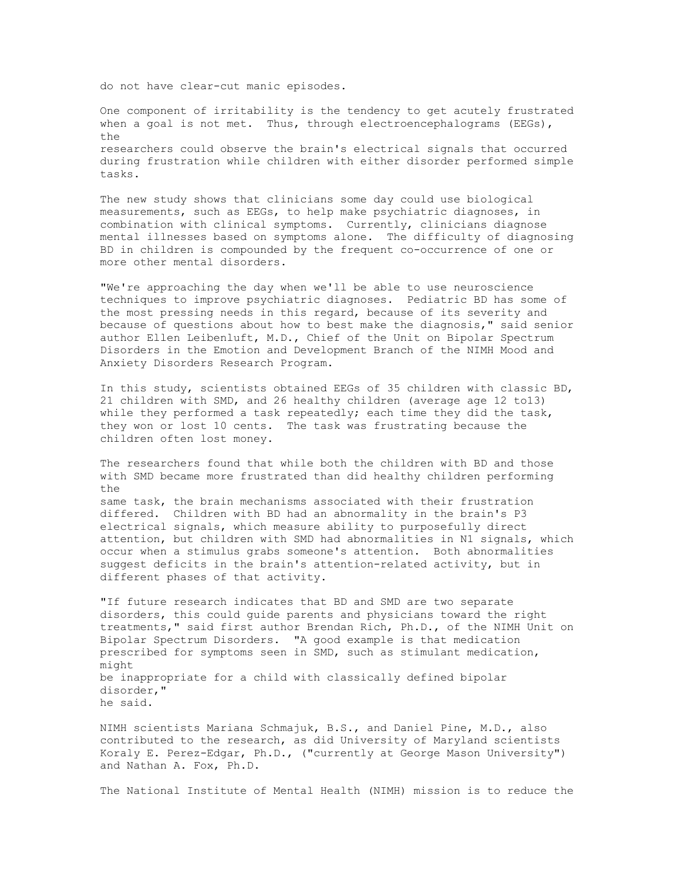do not have clear-cut manic episodes.

One component of irritability is the tendency to get acutely frustrated when a goal is not met. Thus, through electroencephalograms (EEGs), the researchers could observe the brain's electrical signals that occurred during frustration while children with either disorder performed simple tasks.

The new study shows that clinicians some day could use biological measurements, such as EEGs, to help make psychiatric diagnoses, in combination with clinical symptoms. Currently, clinicians diagnose mental illnesses based on symptoms alone. The difficulty of diagnosing BD in children is compounded by the frequent co-occurrence of one or more other mental disorders.

"We're approaching the day when we'll be able to use neuroscience techniques to improve psychiatric diagnoses. Pediatric BD has some of the most pressing needs in this regard, because of its severity and because of questions about how to best make the diagnosis," said senior author Ellen Leibenluft, M.D., Chief of the Unit on Bipolar Spectrum Disorders in the Emotion and Development Branch of the NIMH Mood and Anxiety Disorders Research Program.

In this study, scientists obtained EEGs of 35 children with classic BD, 21 children with SMD, and 26 healthy children (average age 12 to13) while they performed a task repeatedly; each time they did the task, they won or lost 10 cents. The task was frustrating because the children often lost money.

The researchers found that while both the children with BD and those with SMD became more frustrated than did healthy children performing the same task, the brain mechanisms associated with their frustration differed. Children with BD had an abnormality in the brain's P3 electrical signals, which measure ability to purposefully direct attention, but children with SMD had abnormalities in N1 signals, which occur when a stimulus grabs someone's attention. Both abnormalities suggest deficits in the brain's attention-related activity, but in different phases of that activity.

"If future research indicates that BD and SMD are two separate disorders, this could guide parents and physicians toward the right treatments," said first author Brendan Rich, Ph.D., of the NIMH Unit on Bipolar Spectrum Disorders. "A good example is that medication prescribed for symptoms seen in SMD, such as stimulant medication, might be inappropriate for a child with classically defined bipolar disorder," he said.

NIMH scientists Mariana Schmajuk, B.S., and Daniel Pine, M.D., also contributed to the research, as did University of Maryland scientists Koraly E. Perez-Edgar, Ph.D., ("currently at George Mason University") and Nathan A. Fox, Ph.D.

The National Institute of Mental Health (NIMH) mission is to reduce the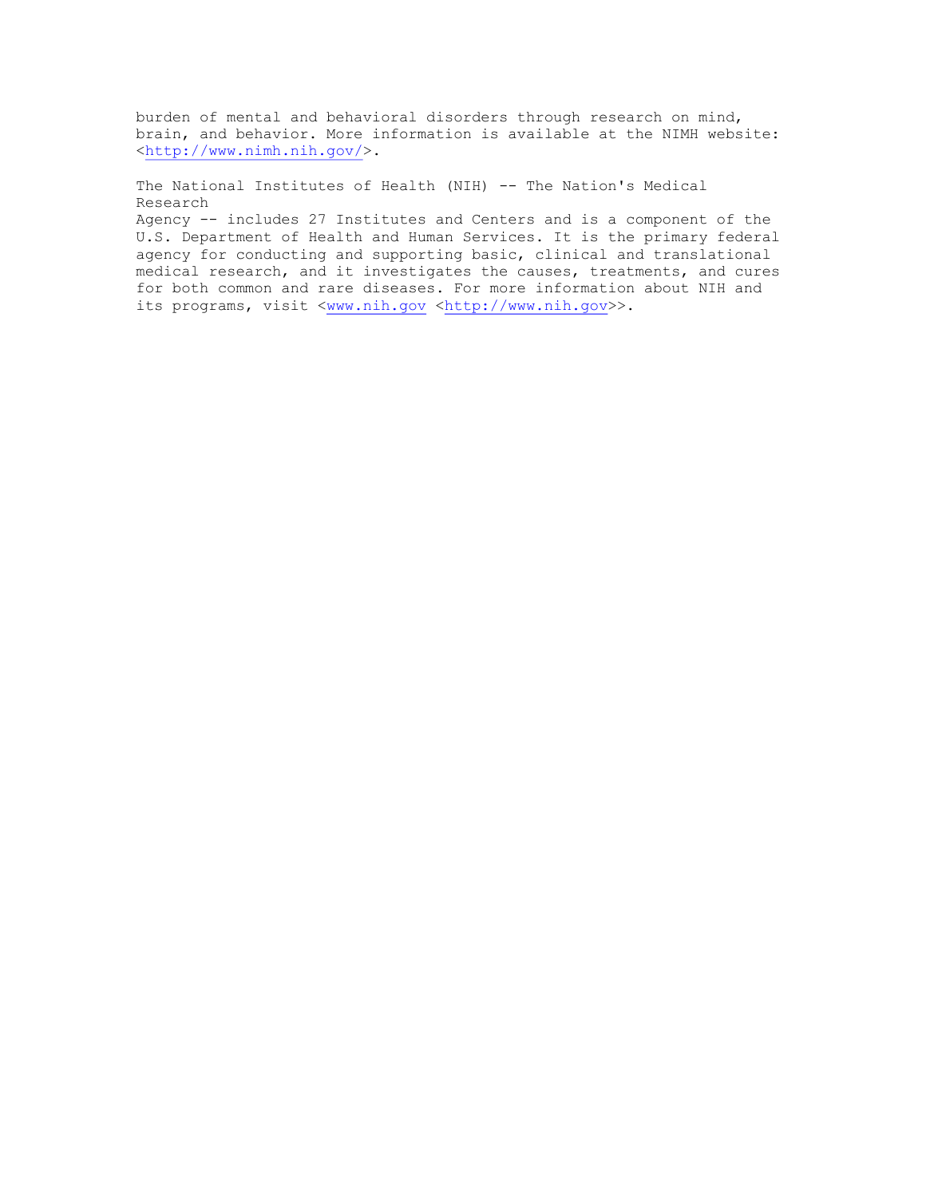burden of mental and behavioral disorders through research on mind, brain, and behavior. More information is available at the NIMH website: <http://www.nimh.nih.gov/>.

The National Institutes of Health (NIH) -- The Nation's Medical Research
Agency -- includes 27 Institutes and Centers and is a component of the U.S. Department of Health and Human Services. It is the primary federal agency for conducting and supporting basic, clinical and translational medical research, and it investigates the causes, treatments, and cures for both common and rare diseases. For more information about NIH and its programs, visit <www.nih.gov <http://www.nih.gov>>.